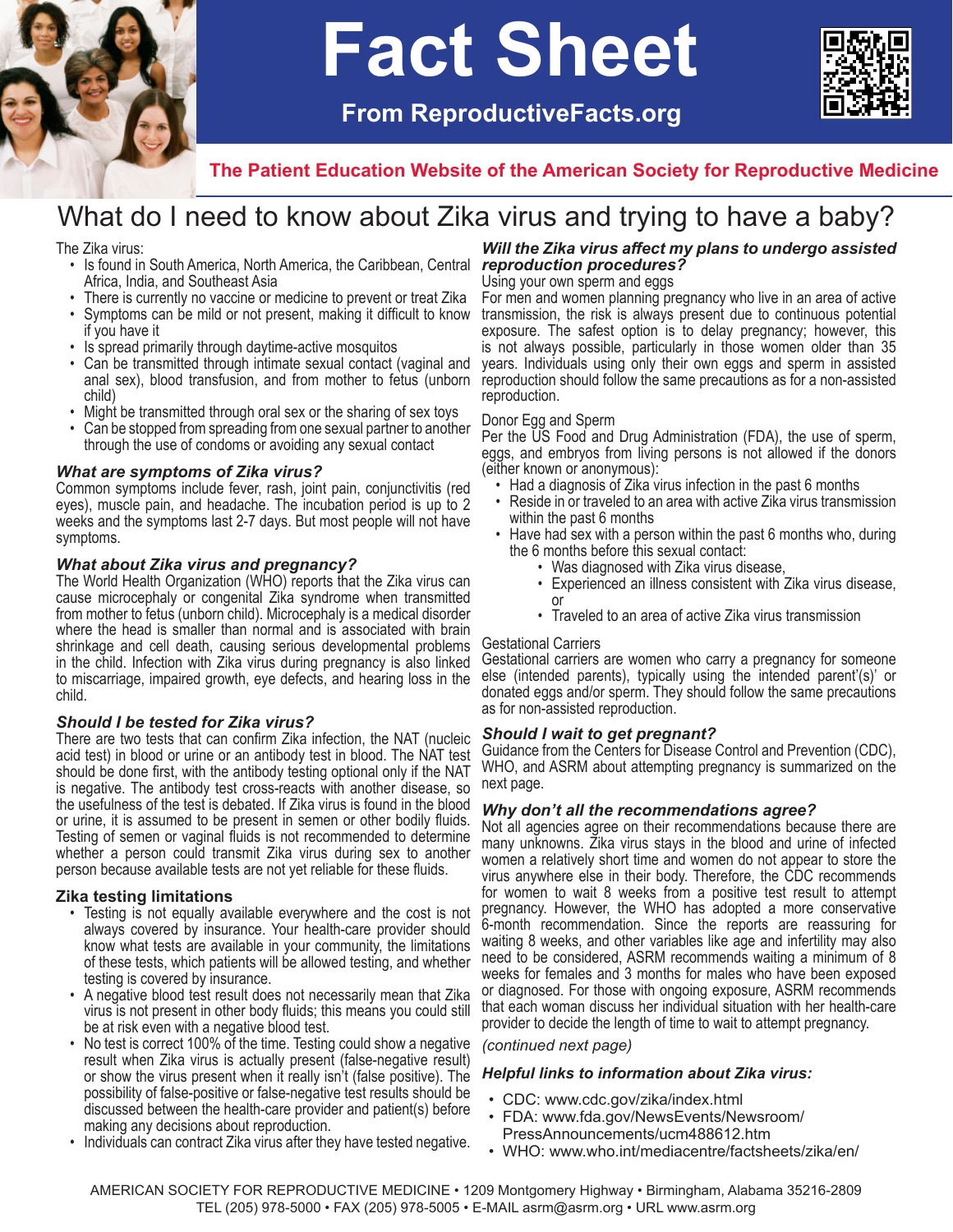# Fact Sheet

**From ReproductiveFacts.org**

**The Patient Education Website of the American Society for Reproductive Medicine**

## What do I need to know about Zika virus and trying to have a baby?

The Zika virus:

- Is found in South America, North America, the Caribbean, Central Africa, India, and Southeast Asia
- There is currently no vaccine or medicine to prevent or treat Zika
- Symptoms can be mild or not present, making it difficult to know if you have it
- Is spread primarily through daytime-active mosquitos
- Can be transmitted through intimate sexual contact (vaginal and anal sex), blood transfusion, and from mother to fetus (unborn child)
- Might be transmitted through oral sex or the sharing of sex toys
- Can be stopped from spreading from one sexual partner to another through the use of condoms or avoiding any sexual contact

### *What are symptoms of Zika virus?*

Common symptoms include fever, rash, joint pain, conjunctivitis (red eyes), muscle pain, and headache. The incubation period is up to 2 weeks and the symptoms last 2-7 days. But most people will not have symptoms.

### *What about Zika virus and pregnancy?*

The World Health Organization (WHO) reports that the Zika virus can cause microcephaly or congenital Zika syndrome when transmitted from mother to fetus (unborn child). Microcephaly is a medical disorder where the head is smaller than normal and is associated with brain shrinkage and cell death, causing serious developmental problems in the child. Infection with Zika virus during pregnancy is also linked to miscarriage, impaired growth, eye defects, and hearing loss in the child.

### *Should I be tested for Zika virus?*

There are two tests that can confirm Zika infection, the NAT (nucleic acid test) in blood or urine or an antibody test in blood. The NAT test should be done first, with the antibody testing optional only if the NAT is negative. The antibody test cross-reacts with another disease, so the usefulness of the test is debated. If Zika virus is found in the blood or urine, it is assumed to be present in semen or other bodily fluids. Testing of semen or vaginal fluids is not recommended to determine whether a person could transmit Zika virus during sex to another person because available tests are not yet reliable for these fluids.

### Zika testing limitations

- Testing is not equally available everywhere and the cost is not always covered by insurance. Your health-care provider should know what tests are available in your community, the limitations of these tests, which patients will be allowed testing, and whether testing is covered by insurance.
- A negative blood test result does not necessarily mean that Zika virus is not present in other body fluids; this means you could still be at risk even with a negative blood test.
- No test is correct 100% of the time. Testing could show a negative result when Zika virus is actually present (false-negative result) or show the virus present when it really isn't (false positive). The possibility of false-positive or false-negative test results should be discussed between the health-care provider and patient(s) before making any decisions about reproduction.
- Individuals can contract Zika virus after they have tested negative.

### *Will the Zika virus affect my plans to undergo assisted reproduction procedures?*

Using your own sperm and eggs

For men and women planning pregnancy who live in an area of active transmission, the risk is always present due to continuous potential exposure. The safest option is to delay pregnancy; however, this is not always possible, particularly in those women older than 35 years. Individuals using only their own eggs and sperm in assisted reproduction should follow the same precautions as for a non-assisted reproduction.

Donor Egg and Sperm

Per the US Food and Drug Administration (FDA), the use of sperm, eggs, and embryos from living persons is not allowed if the donors (either known or anonymous):

- Had a diagnosis of Zika virus infection in the past 6 months
- Reside in or traveled to an area with active Zika virus transmission within the past 6 months
- Have had sex with a person within the past 6 months who, during the 6 months before this sexual contact:
  - Was diagnosed with Zika virus disease,
  - Experienced an illness consistent with Zika virus disease, or
  - Traveled to an area of active Zika virus transmission

Gestational Carriers

Gestational carriers are women who carry a pregnancy for someone else (intended parents), typically using the intended parent'(s)' or donated eggs and/or sperm. They should follow the same precautions as for non-assisted reproduction.

### *Should I wait to get pregnant?*

Guidance from the Centers for Disease Control and Prevention (CDC), WHO, and ASRM about attempting pregnancy is summarized on the next page.

### *Why don't all the recommendations agree?*

Not all agencies agree on their recommendations because there are many unknowns. Zika virus stays in the blood and urine of infected women a relatively short time and women do not appear to store the virus anywhere else in their body. Therefore, the CDC recommends for women to wait 8 weeks from a positive test result to attempt pregnancy. However, the WHO has adopted a more conservative 6-month recommendation. Since the reports are reassuring for waiting 8 weeks, and other variables like age and infertility may also need to be considered, ASRM recommends waiting a minimum of 8 weeks for females and 3 months for males who have been exposed or diagnosed. For those with ongoing exposure, ASRM recommends that each woman discuss her individual situation with her health-care provider to decide the length of time to wait to attempt pregnancy.

*(continued next page)*

### *Helpful links to information about Zika virus:*

- CDC: www.cdc.gov/zika/index.html
- FDA: www.fda.gov/NewsEvents/Newsroom/PressAnnouncements/ucm488612.htm
- WHO: www.who.int/mediacentre/factsheets/zika/en/

AMERICAN SOCIETY FOR REPRODUCTIVE MEDICINE • 1209 Montgomery Highway • Birmingham, Alabama 35216-2809
TEL (205) 978-5000 • FAX (205) 978-5005 • E-MAIL asrm@asrm.org • URL www.asrm.org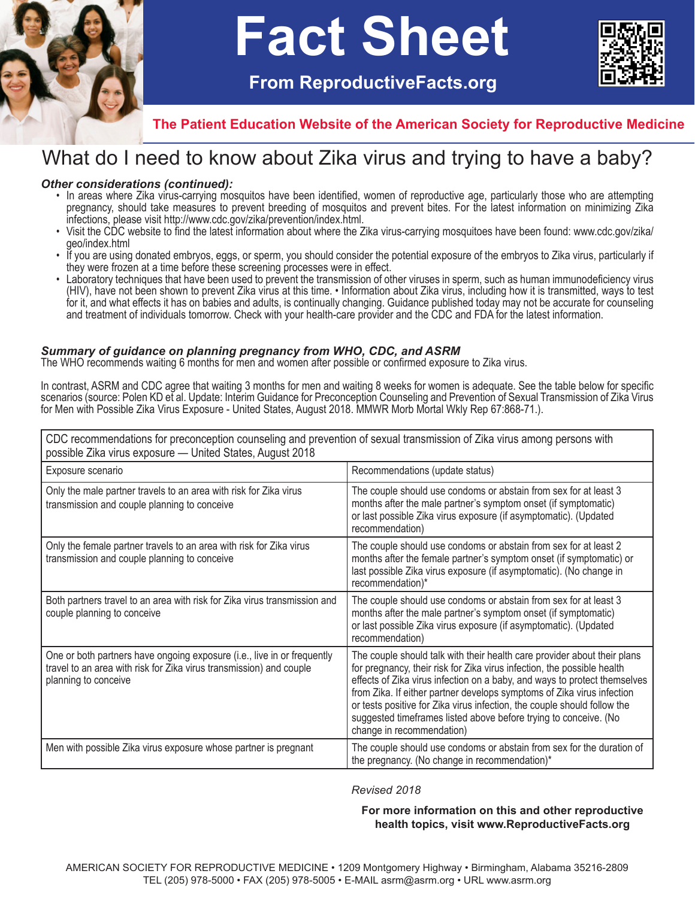# Fact Sheet

**From ReproductiveFacts.org**

**The Patient Education Website of the American Society for Reproductive Medicine**

## What do I need to know about Zika virus and trying to have a baby?

***Other considerations (continued):***

- In areas where Zika virus-carrying mosquitos have been identified, women of reproductive age, particularly those who are attempting pregnancy, should take measures to prevent breeding of mosquitos and prevent bites. For the latest information on minimizing Zika infections, please visit http://www.cdc.gov/zika/prevention/index.html.
- Visit the CDC website to find the latest information about where the Zika virus-carrying mosquitoes have been found: www.cdc.gov/zika/geo/index.html
- If you are using donated embryos, eggs, or sperm, you should consider the potential exposure of the embryos to Zika virus, particularly if they were frozen at a time before these screening processes were in effect.
- Laboratory techniques that have been used to prevent the transmission of other viruses in sperm, such as human immunodeficiency virus (HIV), have not been shown to prevent Zika virus at this time. • Information about Zika virus, including how it is transmitted, ways to test for it, and what effects it has on babies and adults, is continually changing. Guidance published today may not be accurate for counseling and treatment of individuals tomorrow. Check with your health-care provider and the CDC and FDA for the latest information.

***Summary of guidance on planning pregnancy from WHO, CDC, and ASRM***

The WHO recommends waiting 6 months for men and women after possible or confirmed exposure to Zika virus.

In contrast, ASRM and CDC agree that waiting 3 months for men and waiting 8 weeks for women is adequate. See the table below for specific scenarios (source: Polen KD et al. Update: Interim Guidance for Preconception Counseling and Prevention of Sexual Transmission of Zika Virus for Men with Possible Zika Virus Exposure - United States, August 2018. MMWR Morb Mortal Wkly Rep 67:868-71.).

CDC recommendations for preconception counseling and prevention of sexual transmission of Zika virus among persons with possible Zika virus exposure — United States, August 2018

| Exposure scenario | Recommendations (update status) |
| --- | --- |
| Only the male partner travels to an area with risk for Zika virus transmission and couple planning to conceive | The couple should use condoms or abstain from sex for at least 3 months after the male partner's symptom onset (if symptomatic) or last possible Zika virus exposure (if asymptomatic). (Updated recommendation) |
| Only the female partner travels to an area with risk for Zika virus transmission and couple planning to conceive | The couple should use condoms or abstain from sex for at least 2 months after the female partner's symptom onset (if symptomatic) or last possible Zika virus exposure (if asymptomatic). (No change in recommendation)* |
| Both partners travel to an area with risk for Zika virus transmission and couple planning to conceive | The couple should use condoms or abstain from sex for at least 3 months after the male partner's symptom onset (if symptomatic) or last possible Zika virus exposure (if asymptomatic). (Updated recommendation) |
| One or both partners have ongoing exposure (i.e., live in or frequently travel to an area with risk for Zika virus transmission) and couple planning to conceive | The couple should talk with their health care provider about their plans for pregnancy, their risk for Zika virus infection, the possible health effects of Zika virus infection on a baby, and ways to protect themselves from Zika. If either partner develops symptoms of Zika virus infection or tests positive for Zika virus infection, the couple should follow the suggested timeframes listed above before trying to conceive. (No change in recommendation) |
| Men with possible Zika virus exposure whose partner is pregnant | The couple should use condoms or abstain from sex for the duration of the pregnancy. (No change in recommendation)* |

*Revised 2018*

**For more information on this and other reproductive health topics, visit www.ReproductiveFacts.org**

AMERICAN SOCIETY FOR REPRODUCTIVE MEDICINE • 1209 Montgomery Highway • Birmingham, Alabama 35216-2809
TEL (205) 978-5000 • FAX (205) 978-5005 • E-MAIL asrm@asrm.org • URL www.asrm.org